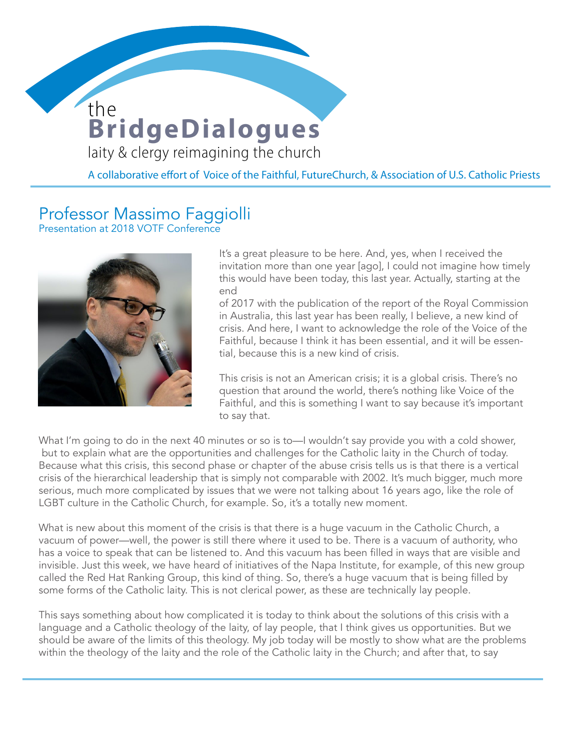# the BridgeDialogues

laity & clergy reimagining the church

A collaborative effort of Voice of the Faithful, FutureChurch, & Association of U.S. Catholic Priests

## Professor Massimo Faggioli

Presentation at 2018 VOTF Conference

It's a great pleasure to be here. And, yes, when I received the invitation more than one year [ago], I could not imagine how timely this would have been today, this last year. Actually, starting at the end of 2017 with the publication of the report of the Royal Commission in Australia, this last year has been really, I believe, a new kind of crisis. And here, I want to acknowledge the role of the Voice of the Faithful, because I think it has been essential, and it will be essential, because this is a new kind of crisis.

This crisis is not an American crisis; it is a global crisis. There's no question that around the world, there's nothing like Voice of the Faithful, and this is something I want to say because it's important to say that.

What I'm going to do in the next 40 minutes or so is to—I wouldn't say provide you with a cold shower, but to explain what are the opportunities and challenges for the Catholic laity in the Church of today. Because what this crisis, this second phase or chapter of the abuse crisis tells us is that there is a vertical crisis of the hierarchical leadership that is simply not comparable with 2002. It's much bigger, much more serious, much more complicated by issues that we were not talking about 16 years ago, like the role of LGBT culture in the Catholic Church, for example. So, it's a totally new moment.

What is new about this moment of the crisis is that there is a huge vacuum in the Catholic Church, a vacuum of power—well, the power is still there where it used to be. There is a vacuum of authority, who has a voice to speak that can be listened to. And this vacuum has been filled in ways that are visible and invisible. Just this week, we have heard of initiatives of the Napa Institute, for example, of this new group called the Red Hat Ranking Group, this kind of thing. So, there's a huge vacuum that is being filled by some forms of the Catholic laity. This is not clerical power, as these are technically lay people.

This says something about how complicated it is today to think about the solutions of this crisis with a language and a Catholic theology of the laity, of lay people, that I think gives us opportunities. But we should be aware of the limits of this theology. My job today will be mostly to show what are the problems within the theology of the laity and the role of the Catholic laity in the Church; and after that, to say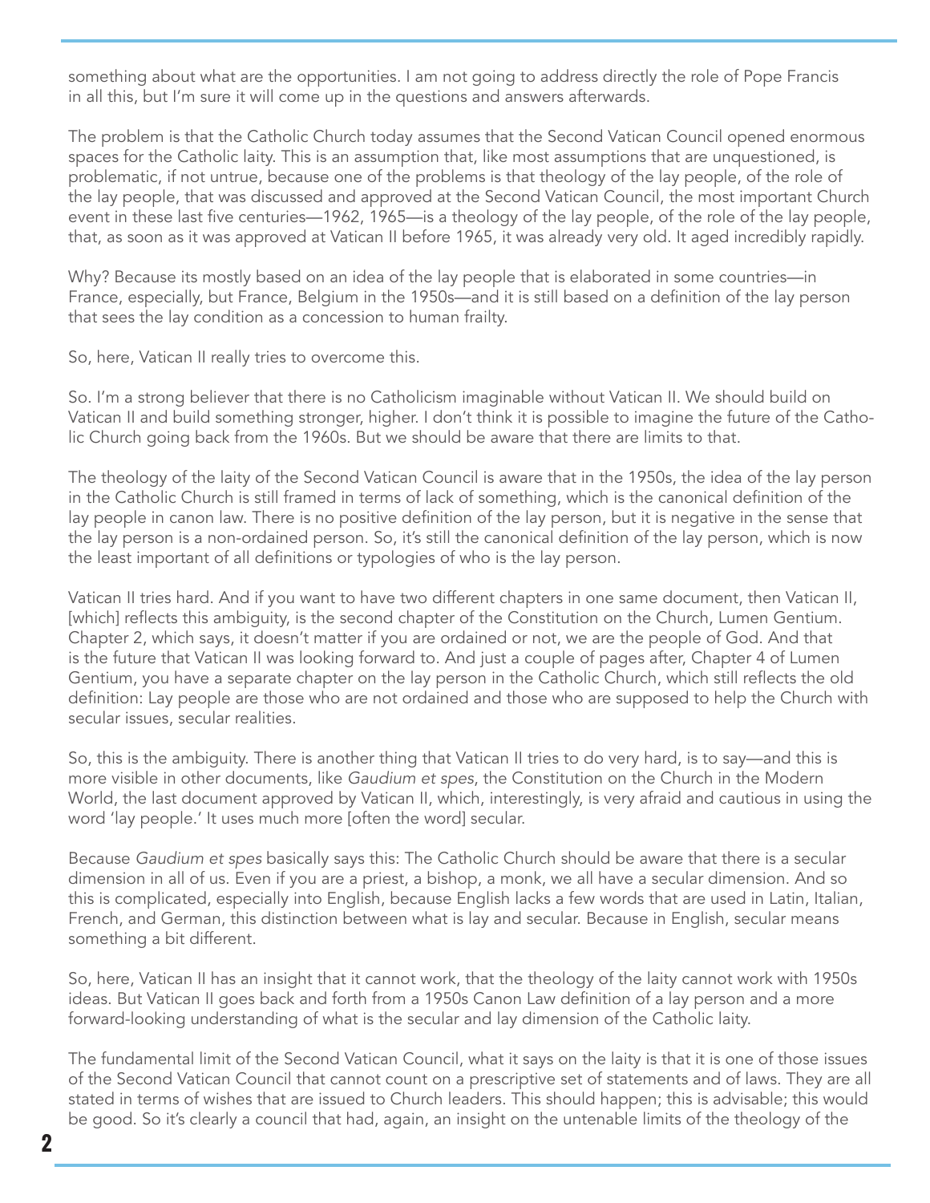something about what are the opportunities. I am not going to address directly the role of Pope Francis in all this, but I'm sure it will come up in the questions and answers afterwards.

The problem is that the Catholic Church today assumes that the Second Vatican Council opened enormous spaces for the Catholic laity. This is an assumption that, like most assumptions that are unquestioned, is problematic, if not untrue, because one of the problems is that theology of the lay people, of the role of the lay people, that was discussed and approved at the Second Vatican Council, the most important Church event in these last five centuries—1962, 1965—is a theology of the lay people, of the role of the lay people, that, as soon as it was approved at Vatican II before 1965, it was already very old. It aged incredibly rapidly.

Why? Because its mostly based on an idea of the lay people that is elaborated in some countries—in France, especially, but France, Belgium in the 1950s—and it is still based on a definition of the lay person that sees the lay condition as a concession to human frailty.

So, here, Vatican II really tries to overcome this.

So. I'm a strong believer that there is no Catholicism imaginable without Vatican II. We should build on Vatican II and build something stronger, higher. I don't think it is possible to imagine the future of the Catholic Church going back from the 1960s. But we should be aware that there are limits to that.

The theology of the laity of the Second Vatican Council is aware that in the 1950s, the idea of the lay person in the Catholic Church is still framed in terms of lack of something, which is the canonical definition of the lay people in canon law. There is no positive definition of the lay person, but it is negative in the sense that the lay person is a non-ordained person. So, it's still the canonical definition of the lay person, which is now the least important of all definitions or typologies of who is the lay person.

Vatican II tries hard. And if you want to have two different chapters in one same document, then Vatican II, [which] reflects this ambiguity, is the second chapter of the Constitution on the Church, Lumen Gentium. Chapter 2, which says, it doesn't matter if you are ordained or not, we are the people of God. And that is the future that Vatican II was looking forward to. And just a couple of pages after, Chapter 4 of Lumen Gentium, you have a separate chapter on the lay person in the Catholic Church, which still reflects the old definition: Lay people are those who are not ordained and those who are supposed to help the Church with secular issues, secular realities.

So, this is the ambiguity. There is another thing that Vatican II tries to do very hard, is to say—and this is more visible in other documents, like *Gaudium et spes*, the Constitution on the Church in the Modern World, the last document approved by Vatican II, which, interestingly, is very afraid and cautious in using the word 'lay people.' It uses much more [often the word] secular.

Because *Gaudium et spes* basically says this: The Catholic Church should be aware that there is a secular dimension in all of us. Even if you are a priest, a bishop, a monk, we all have a secular dimension. And so this is complicated, especially into English, because English lacks a few words that are used in Latin, Italian, French, and German, this distinction between what is lay and secular. Because in English, secular means something a bit different.

So, here, Vatican II has an insight that it cannot work, that the theology of the laity cannot work with 1950s ideas. But Vatican II goes back and forth from a 1950s Canon Law definition of a lay person and a more forward-looking understanding of what is the secular and lay dimension of the Catholic laity.

The fundamental limit of the Second Vatican Council, what it says on the laity is that it is one of those issues of the Second Vatican Council that cannot count on a prescriptive set of statements and of laws. They are all stated in terms of wishes that are issued to Church leaders. This should happen; this is advisable; this would be good. So it's clearly a council that had, again, an insight on the untenable limits of the theology of the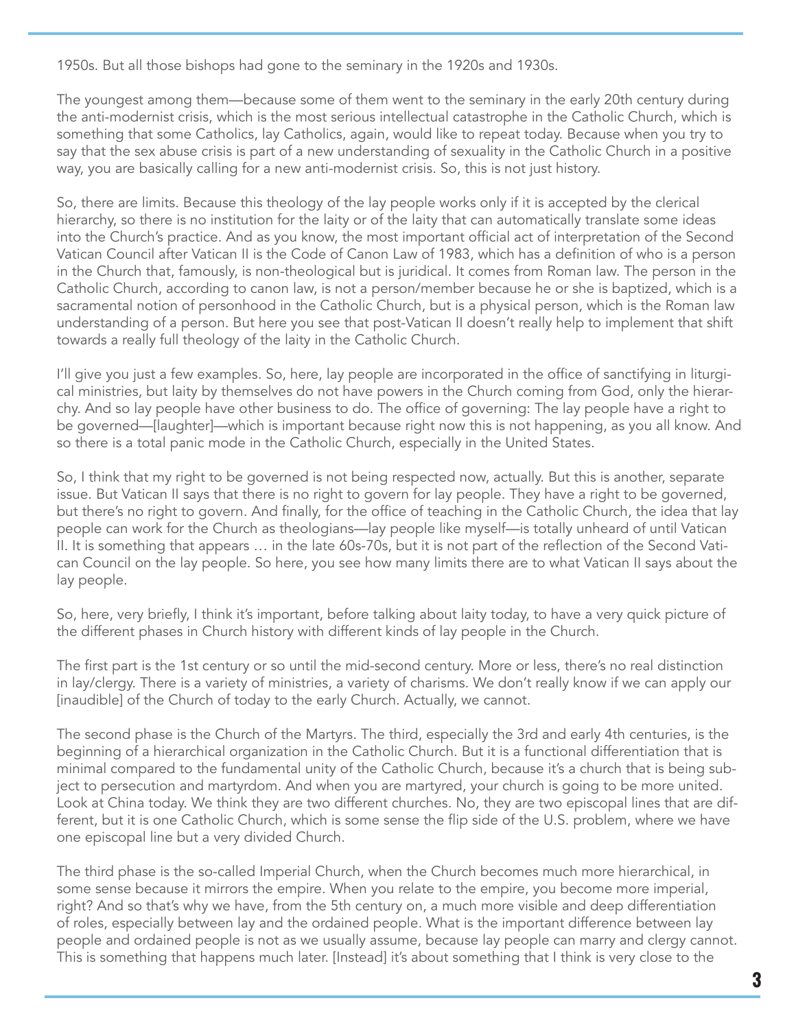1950s. But all those bishops had gone to the seminary in the 1920s and 1930s.

The youngest among them—because some of them went to the seminary in the early 20th century during the anti-modernist crisis, which is the most serious intellectual catastrophe in the Catholic Church, which is something that some Catholics, lay Catholics, again, would like to repeat today. Because when you try to say that the sex abuse crisis is part of a new understanding of sexuality in the Catholic Church in a positive way, you are basically calling for a new anti-modernist crisis. So, this is not just history.

So, there are limits. Because this theology of the lay people works only if it is accepted by the clerical hierarchy, so there is no institution for the laity or of the laity that can automatically translate some ideas into the Church's practice. And as you know, the most important official act of interpretation of the Second Vatican Council after Vatican II is the Code of Canon Law of 1983, which has a definition of who is a person in the Church that, famously, is non-theological but is juridical. It comes from Roman law. The person in the Catholic Church, according to canon law, is not a person/member because he or she is baptized, which is a sacramental notion of personhood in the Catholic Church, but is a physical person, which is the Roman law understanding of a person. But here you see that post-Vatican II doesn't really help to implement that shift towards a really full theology of the laity in the Catholic Church.

I'll give you just a few examples. So, here, lay people are incorporated in the office of sanctifying in liturgical ministries, but laity by themselves do not have powers in the Church coming from God, only the hierarchy. And so lay people have other business to do. The office of governing: The lay people have a right to be governed—[laughter]—which is important because right now this is not happening, as you all know. And so there is a total panic mode in the Catholic Church, especially in the United States.

So, I think that my right to be governed is not being respected now, actually. But this is another, separate issue. But Vatican II says that there is no right to govern for lay people. They have a right to be governed, but there's no right to govern. And finally, for the office of teaching in the Catholic Church, the idea that lay people can work for the Church as theologians—lay people like myself—is totally unheard of until Vatican II. It is something that appears … in the late 60s-70s, but it is not part of the reflection of the Second Vatican Council on the lay people. So here, you see how many limits there are to what Vatican II says about the lay people.

So, here, very briefly, I think it's important, before talking about laity today, to have a very quick picture of the different phases in Church history with different kinds of lay people in the Church.

The first part is the 1st century or so until the mid-second century. More or less, there's no real distinction in lay/clergy. There is a variety of ministries, a variety of charisms. We don't really know if we can apply our [inaudible] of the Church of today to the early Church. Actually, we cannot.

The second phase is the Church of the Martyrs. The third, especially the 3rd and early 4th centuries, is the beginning of a hierarchical organization in the Catholic Church. But it is a functional differentiation that is minimal compared to the fundamental unity of the Catholic Church, because it's a church that is being subject to persecution and martyrdom. And when you are martyred, your church is going to be more united. Look at China today. We think they are two different churches. No, they are two episcopal lines that are different, but it is one Catholic Church, which is some sense the flip side of the U.S. problem, where we have one episcopal line but a very divided Church.

The third phase is the so-called Imperial Church, when the Church becomes much more hierarchical, in some sense because it mirrors the empire. When you relate to the empire, you become more imperial, right? And so that's why we have, from the 5th century on, a much more visible and deep differentiation of roles, especially between lay and the ordained people. What is the important difference between lay people and ordained people is not as we usually assume, because lay people can marry and clergy cannot. This is something that happens much later. [Instead] it's about something that I think is very close to the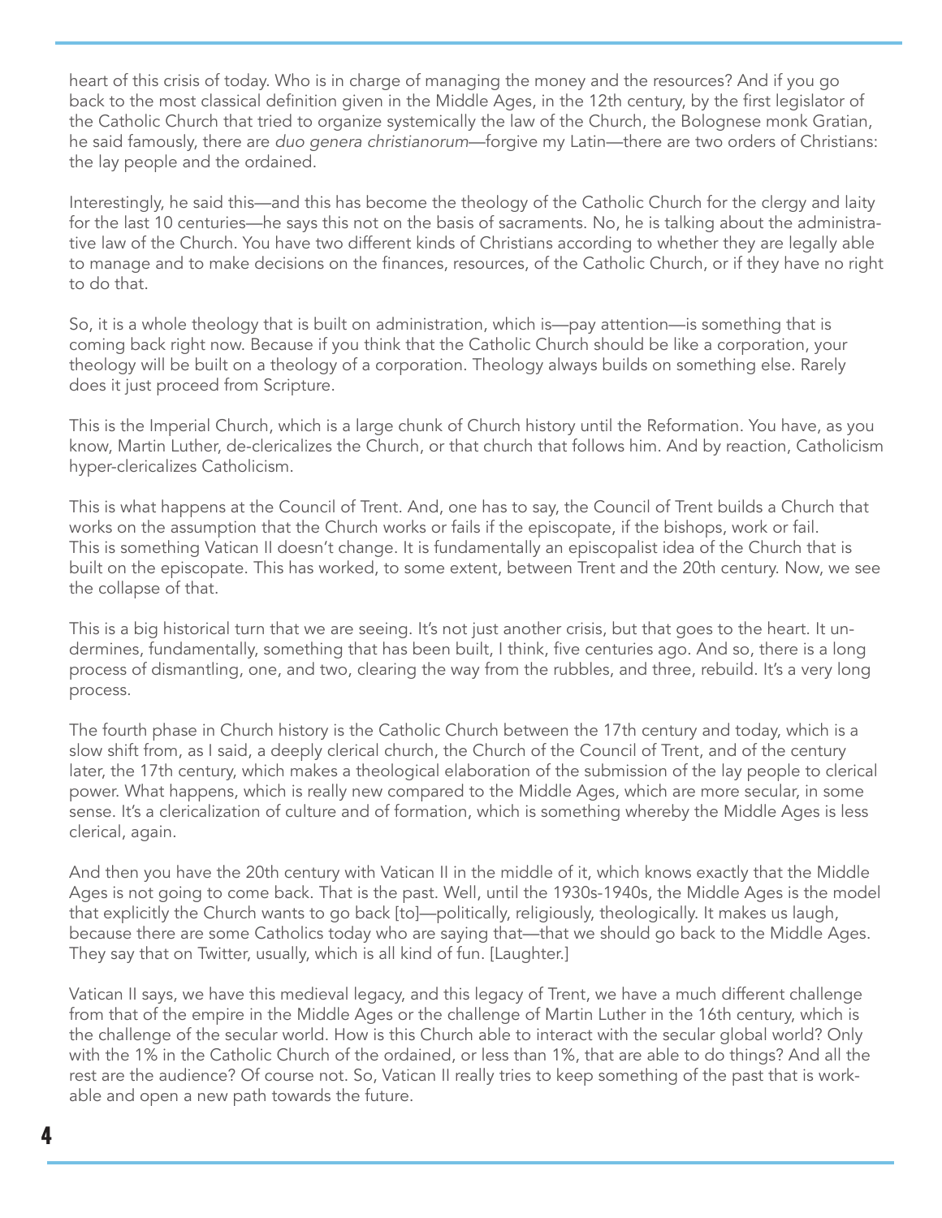heart of this crisis of today. Who is in charge of managing the money and the resources? And if you go back to the most classical definition given in the Middle Ages, in the 12th century, by the first legislator of the Catholic Church that tried to organize systemically the law of the Church, the Bolognese monk Gratian, he said famously, there are *duo genera christianorum*—forgive my Latin—there are two orders of Christians: the lay people and the ordained.

Interestingly, he said this—and this has become the theology of the Catholic Church for the clergy and laity for the last 10 centuries—he says this not on the basis of sacraments. No, he is talking about the administrative law of the Church. You have two different kinds of Christians according to whether they are legally able to manage and to make decisions on the finances, resources, of the Catholic Church, or if they have no right to do that.

So, it is a whole theology that is built on administration, which is—pay attention—is something that is coming back right now. Because if you think that the Catholic Church should be like a corporation, your theology will be built on a theology of a corporation. Theology always builds on something else. Rarely does it just proceed from Scripture.

This is the Imperial Church, which is a large chunk of Church history until the Reformation. You have, as you know, Martin Luther, de-clericalizes the Church, or that church that follows him. And by reaction, Catholicism hyper-clericalizes Catholicism.

This is what happens at the Council of Trent. And, one has to say, the Council of Trent builds a Church that works on the assumption that the Church works or fails if the episcopate, if the bishops, work or fail. This is something Vatican II doesn't change. It is fundamentally an episcopalist idea of the Church that is built on the episcopate. This has worked, to some extent, between Trent and the 20th century. Now, we see the collapse of that.

This is a big historical turn that we are seeing. It's not just another crisis, but that goes to the heart. It undermines, fundamentally, something that has been built, I think, five centuries ago. And so, there is a long process of dismantling, one, and two, clearing the way from the rubbles, and three, rebuild. It's a very long process.

The fourth phase in Church history is the Catholic Church between the 17th century and today, which is a slow shift from, as I said, a deeply clerical church, the Church of the Council of Trent, and of the century later, the 17th century, which makes a theological elaboration of the submission of the lay people to clerical power. What happens, which is really new compared to the Middle Ages, which are more secular, in some sense. It's a clericalization of culture and of formation, which is something whereby the Middle Ages is less clerical, again.

And then you have the 20th century with Vatican II in the middle of it, which knows exactly that the Middle Ages is not going to come back. That is the past. Well, until the 1930s-1940s, the Middle Ages is the model that explicitly the Church wants to go back [to]—politically, religiously, theologically. It makes us laugh, because there are some Catholics today who are saying that—that we should go back to the Middle Ages. They say that on Twitter, usually, which is all kind of fun. [Laughter.]

Vatican II says, we have this medieval legacy, and this legacy of Trent, we have a much different challenge from that of the empire in the Middle Ages or the challenge of Martin Luther in the 16th century, which is the challenge of the secular world. How is this Church able to interact with the secular global world? Only with the 1% in the Catholic Church of the ordained, or less than 1%, that are able to do things? And all the rest are the audience? Of course not. So, Vatican II really tries to keep something of the past that is workable and open a new path towards the future.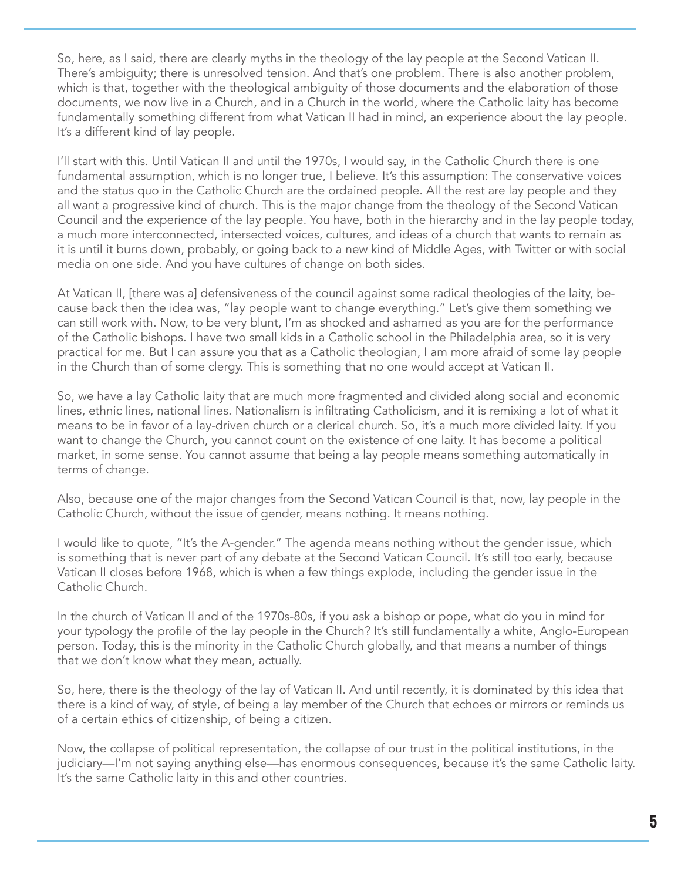So, here, as I said, there are clearly myths in the theology of the lay people at the Second Vatican II. There's ambiguity; there is unresolved tension. And that's one problem. There is also another problem, which is that, together with the theological ambiguity of those documents and the elaboration of those documents, we now live in a Church, and in a Church in the world, where the Catholic laity has become fundamentally something different from what Vatican II had in mind, an experience about the lay people. It's a different kind of lay people.

I'll start with this. Until Vatican II and until the 1970s, I would say, in the Catholic Church there is one fundamental assumption, which is no longer true, I believe. It's this assumption: The conservative voices and the status quo in the Catholic Church are the ordained people. All the rest are lay people and they all want a progressive kind of church. This is the major change from the theology of the Second Vatican Council and the experience of the lay people. You have, both in the hierarchy and in the lay people today, a much more interconnected, intersected voices, cultures, and ideas of a church that wants to remain as it is until it burns down, probably, or going back to a new kind of Middle Ages, with Twitter or with social media on one side. And you have cultures of change on both sides.

At Vatican II, [there was a] defensiveness of the council against some radical theologies of the laity, because back then the idea was, "lay people want to change everything." Let's give them something we can still work with. Now, to be very blunt, I'm as shocked and ashamed as you are for the performance of the Catholic bishops. I have two small kids in a Catholic school in the Philadelphia area, so it is very practical for me. But I can assure you that as a Catholic theologian, I am more afraid of some lay people in the Church than of some clergy. This is something that no one would accept at Vatican II.

So, we have a lay Catholic laity that are much more fragmented and divided along social and economic lines, ethnic lines, national lines. Nationalism is infiltrating Catholicism, and it is remixing a lot of what it means to be in favor of a lay-driven church or a clerical church. So, it's a much more divided laity. If you want to change the Church, you cannot count on the existence of one laity. It has become a political market, in some sense. You cannot assume that being a lay people means something automatically in terms of change.

Also, because one of the major changes from the Second Vatican Council is that, now, lay people in the Catholic Church, without the issue of gender, means nothing. It means nothing.

I would like to quote, "It's the A-gender." The agenda means nothing without the gender issue, which is something that is never part of any debate at the Second Vatican Council. It's still too early, because Vatican II closes before 1968, which is when a few things explode, including the gender issue in the Catholic Church.

In the church of Vatican II and of the 1970s-80s, if you ask a bishop or pope, what do you in mind for your typology the profile of the lay people in the Church? It's still fundamentally a white, Anglo-European person. Today, this is the minority in the Catholic Church globally, and that means a number of things that we don't know what they mean, actually.

So, here, there is the theology of the lay of Vatican II. And until recently, it is dominated by this idea that there is a kind of way, of style, of being a lay member of the Church that echoes or mirrors or reminds us of a certain ethics of citizenship, of being a citizen.

Now, the collapse of political representation, the collapse of our trust in the political institutions, in the judiciary—I'm not saying anything else—has enormous consequences, because it's the same Catholic laity. It's the same Catholic laity in this and other countries.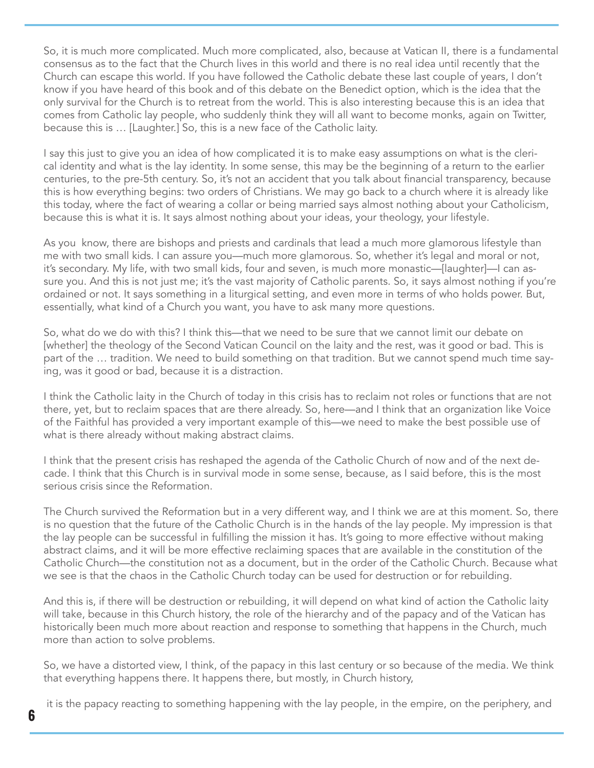So, it is much more complicated. Much more complicated, also, because at Vatican II, there is a fundamental consensus as to the fact that the Church lives in this world and there is no real idea until recently that the Church can escape this world. If you have followed the Catholic debate these last couple of years, I don't know if you have heard of this book and of this debate on the Benedict option, which is the idea that the only survival for the Church is to retreat from the world. This is also interesting because this is an idea that comes from Catholic lay people, who suddenly think they will all want to become monks, again on Twitter, because this is … [Laughter.] So, this is a new face of the Catholic laity.

I say this just to give you an idea of how complicated it is to make easy assumptions on what is the clerical identity and what is the lay identity. In some sense, this may be the beginning of a return to the earlier centuries, to the pre-5th century. So, it's not an accident that you talk about financial transparency, because this is how everything begins: two orders of Christians. We may go back to a church where it is already like this today, where the fact of wearing a collar or being married says almost nothing about your Catholicism, because this is what it is. It says almost nothing about your ideas, your theology, your lifestyle.

As you know, there are bishops and priests and cardinals that lead a much more glamorous lifestyle than me with two small kids. I can assure you—much more glamorous. So, whether it's legal and moral or not, it's secondary. My life, with two small kids, four and seven, is much more monastic—[laughter]—I can assure you. And this is not just me; it's the vast majority of Catholic parents. So, it says almost nothing if you're ordained or not. It says something in a liturgical setting, and even more in terms of who holds power. But, essentially, what kind of a Church you want, you have to ask many more questions.

So, what do we do with this? I think this—that we need to be sure that we cannot limit our debate on [whether] the theology of the Second Vatican Council on the laity and the rest, was it good or bad. This is part of the … tradition. We need to build something on that tradition. But we cannot spend much time saying, was it good or bad, because it is a distraction.

I think the Catholic laity in the Church of today in this crisis has to reclaim not roles or functions that are not there, yet, but to reclaim spaces that are there already. So, here—and I think that an organization like Voice of the Faithful has provided a very important example of this—we need to make the best possible use of what is there already without making abstract claims.

I think that the present crisis has reshaped the agenda of the Catholic Church of now and of the next decade. I think that this Church is in survival mode in some sense, because, as I said before, this is the most serious crisis since the Reformation.

The Church survived the Reformation but in a very different way, and I think we are at this moment. So, there is no question that the future of the Catholic Church is in the hands of the lay people. My impression is that the lay people can be successful in fulfilling the mission it has. It's going to more effective without making abstract claims, and it will be more effective reclaiming spaces that are available in the constitution of the Catholic Church—the constitution not as a document, but in the order of the Catholic Church. Because what we see is that the chaos in the Catholic Church today can be used for destruction or for rebuilding.

And this is, if there will be destruction or rebuilding, it will depend on what kind of action the Catholic laity will take, because in this Church history, the role of the hierarchy and of the papacy and of the Vatican has historically been much more about reaction and response to something that happens in the Church, much more than action to solve problems.

So, we have a distorted view, I think, of the papacy in this last century or so because of the media. We think that everything happens there. It happens there, but mostly, in Church history,

it is the papacy reacting to something happening with the lay people, in the empire, on the periphery, and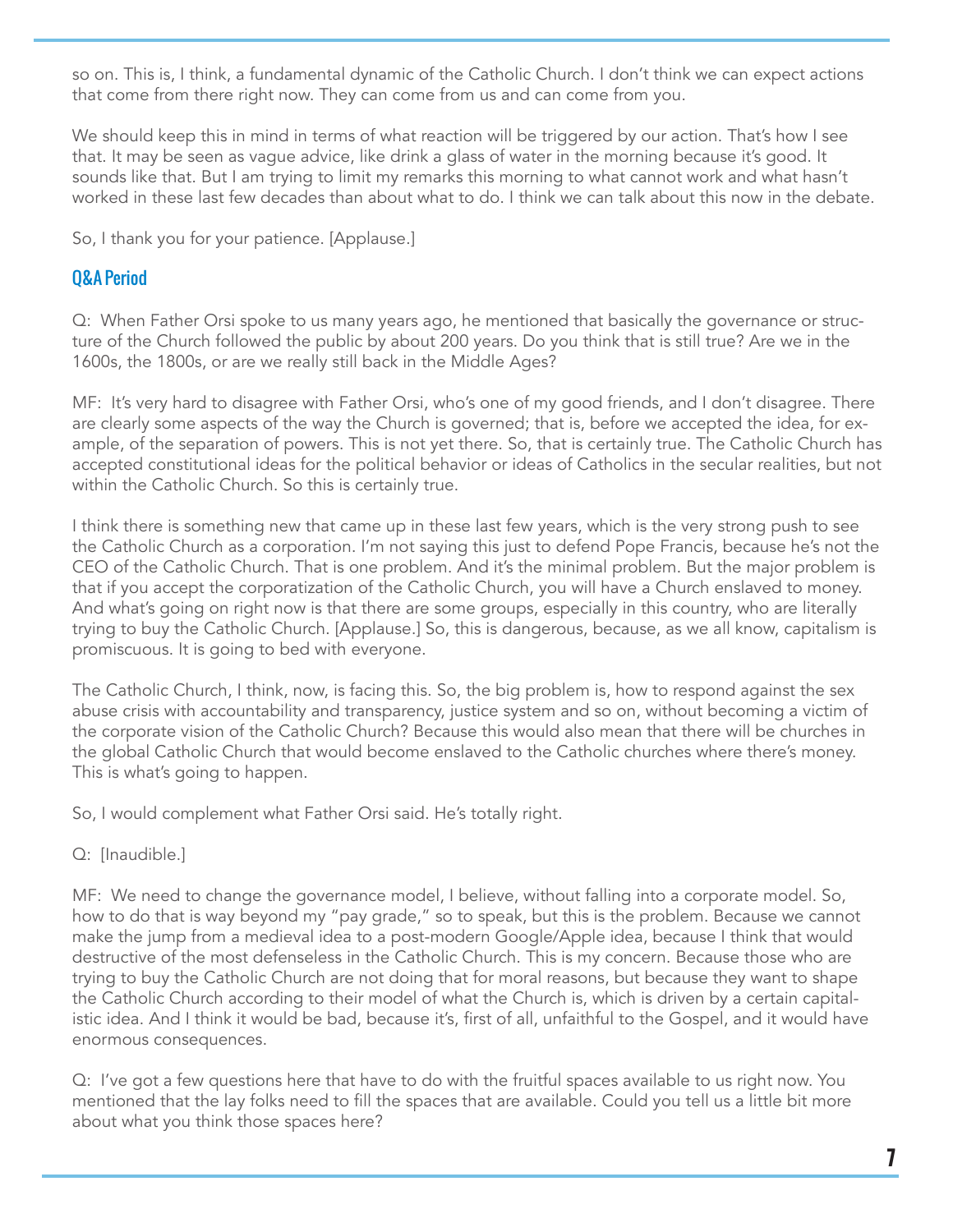so on. This is, I think, a fundamental dynamic of the Catholic Church. I don't think we can expect actions that come from there right now. They can come from us and can come from you.

We should keep this in mind in terms of what reaction will be triggered by our action. That's how I see that. It may be seen as vague advice, like drink a glass of water in the morning because it's good. It sounds like that. But I am trying to limit my remarks this morning to what cannot work and what hasn't worked in these last few decades than about what to do. I think we can talk about this now in the debate.

So, I thank you for your patience. [Applause.]

## Q&A Period

Q: When Father Orsi spoke to us many years ago, he mentioned that basically the governance or structure of the Church followed the public by about 200 years. Do you think that is still true? Are we in the 1600s, the 1800s, or are we really still back in the Middle Ages?

MF: It's very hard to disagree with Father Orsi, who's one of my good friends, and I don't disagree. There are clearly some aspects of the way the Church is governed; that is, before we accepted the idea, for example, of the separation of powers. This is not yet there. So, that is certainly true. The Catholic Church has accepted constitutional ideas for the political behavior or ideas of Catholics in the secular realities, but not within the Catholic Church. So this is certainly true.

I think there is something new that came up in these last few years, which is the very strong push to see the Catholic Church as a corporation. I'm not saying this just to defend Pope Francis, because he's not the CEO of the Catholic Church. That is one problem. And it's the minimal problem. But the major problem is that if you accept the corporatization of the Catholic Church, you will have a Church enslaved to money. And what's going on right now is that there are some groups, especially in this country, who are literally trying to buy the Catholic Church. [Applause.] So, this is dangerous, because, as we all know, capitalism is promiscuous. It is going to bed with everyone.

The Catholic Church, I think, now, is facing this. So, the big problem is, how to respond against the sex abuse crisis with accountability and transparency, justice system and so on, without becoming a victim of the corporate vision of the Catholic Church? Because this would also mean that there will be churches in the global Catholic Church that would become enslaved to the Catholic churches where there's money. This is what's going to happen.

So, I would complement what Father Orsi said. He's totally right.

Q: [Inaudible.]

MF: We need to change the governance model, I believe, without falling into a corporate model. So, how to do that is way beyond my "pay grade," so to speak, but this is the problem. Because we cannot make the jump from a medieval idea to a post-modern Google/Apple idea, because I think that would destructive of the most defenseless in the Catholic Church. This is my concern. Because those who are trying to buy the Catholic Church are not doing that for moral reasons, but because they want to shape the Catholic Church according to their model of what the Church is, which is driven by a certain capitalistic idea. And I think it would be bad, because it's, first of all, unfaithful to the Gospel, and it would have enormous consequences.

Q: I've got a few questions here that have to do with the fruitful spaces available to us right now. You mentioned that the lay folks need to fill the spaces that are available. Could you tell us a little bit more about what you think those spaces here?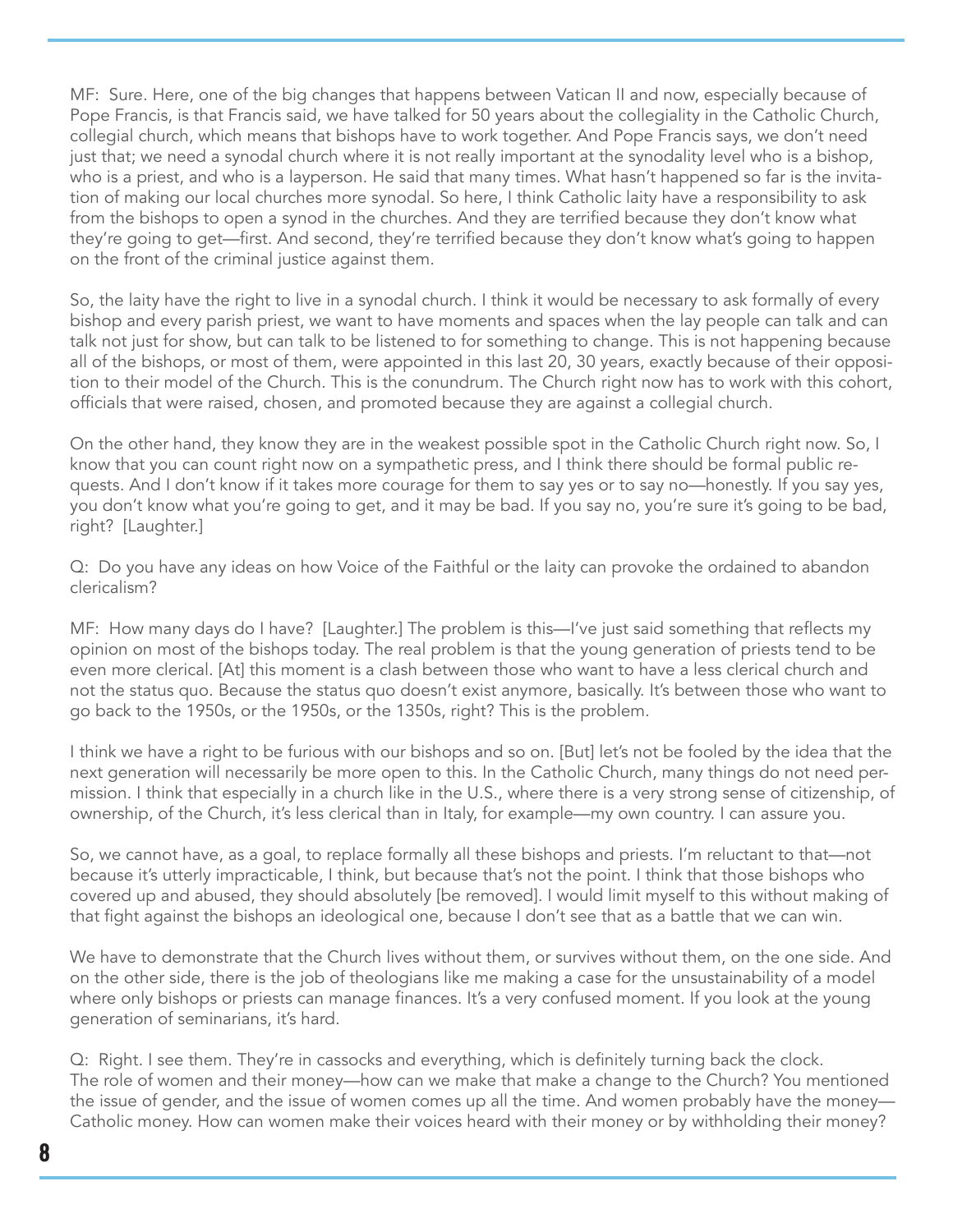MF: Sure. Here, one of the big changes that happens between Vatican II and now, especially because of Pope Francis, is that Francis said, we have talked for 50 years about the collegiality in the Catholic Church, collegial church, which means that bishops have to work together. And Pope Francis says, we don't need just that; we need a synodal church where it is not really important at the synodality level who is a bishop, who is a priest, and who is a layperson. He said that many times. What hasn't happened so far is the invitation of making our local churches more synodal. So here, I think Catholic laity have a responsibility to ask from the bishops to open a synod in the churches. And they are terrified because they don't know what they're going to get—first. And second, they're terrified because they don't know what's going to happen on the front of the criminal justice against them.

So, the laity have the right to live in a synodal church. I think it would be necessary to ask formally of every bishop and every parish priest, we want to have moments and spaces when the lay people can talk and can talk not just for show, but can talk to be listened to for something to change. This is not happening because all of the bishops, or most of them, were appointed in this last 20, 30 years, exactly because of their opposition to their model of the Church. This is the conundrum. The Church right now has to work with this cohort, officials that were raised, chosen, and promoted because they are against a collegial church.

On the other hand, they know they are in the weakest possible spot in the Catholic Church right now. So, I know that you can count right now on a sympathetic press, and I think there should be formal public requests. And I don't know if it takes more courage for them to say yes or to say no—honestly. If you say yes, you don't know what you're going to get, and it may be bad. If you say no, you're sure it's going to be bad, right? [Laughter.]

Q: Do you have any ideas on how Voice of the Faithful or the laity can provoke the ordained to abandon clericalism?

MF: How many days do I have? [Laughter.] The problem is this—I've just said something that reflects my opinion on most of the bishops today. The real problem is that the young generation of priests tend to be even more clerical. [At] this moment is a clash between those who want to have a less clerical church and not the status quo. Because the status quo doesn't exist anymore, basically. It's between those who want to go back to the 1950s, or the 1950s, or the 1350s, right? This is the problem.

I think we have a right to be furious with our bishops and so on. [But] let's not be fooled by the idea that the next generation will necessarily be more open to this. In the Catholic Church, many things do not need permission. I think that especially in a church like in the U.S., where there is a very strong sense of citizenship, of ownership, of the Church, it's less clerical than in Italy, for example—my own country. I can assure you.

So, we cannot have, as a goal, to replace formally all these bishops and priests. I'm reluctant to that—not because it's utterly impracticable, I think, but because that's not the point. I think that those bishops who covered up and abused, they should absolutely [be removed]. I would limit myself to this without making of that fight against the bishops an ideological one, because I don't see that as a battle that we can win.

We have to demonstrate that the Church lives without them, or survives without them, on the one side. And on the other side, there is the job of theologians like me making a case for the unsustainability of a model where only bishops or priests can manage finances. It's a very confused moment. If you look at the young generation of seminarians, it's hard.

Q: Right. I see them. They're in cassocks and everything, which is definitely turning back the clock. The role of women and their money—how can we make that make a change to the Church? You mentioned the issue of gender, and the issue of women comes up all the time. And women probably have the money—Catholic money. How can women make their voices heard with their money or by withholding their money?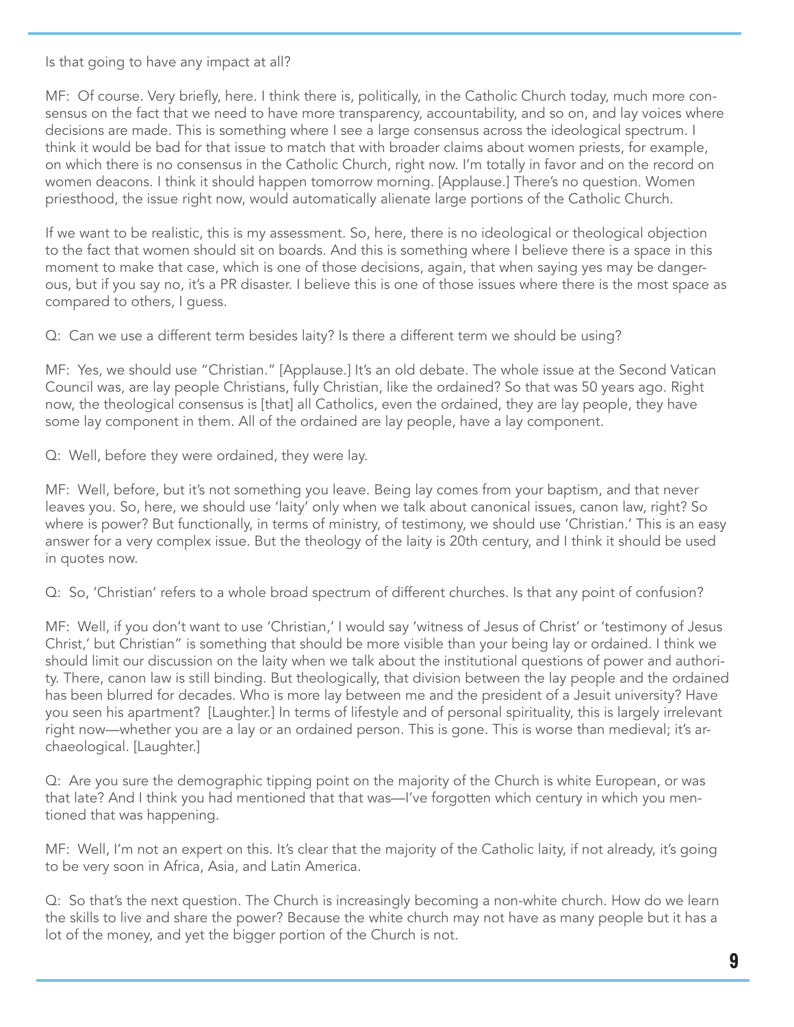Is that going to have any impact at all?

MF: Of course. Very briefly, here. I think there is, politically, in the Catholic Church today, much more consensus on the fact that we need to have more transparency, accountability, and so on, and lay voices where decisions are made. This is something where I see a large consensus across the ideological spectrum. I think it would be bad for that issue to match that with broader claims about women priests, for example, on which there is no consensus in the Catholic Church, right now. I'm totally in favor and on the record on women deacons. I think it should happen tomorrow morning. [Applause.] There's no question. Women priesthood, the issue right now, would automatically alienate large portions of the Catholic Church.

If we want to be realistic, this is my assessment. So, here, there is no ideological or theological objection to the fact that women should sit on boards. And this is something where I believe there is a space in this moment to make that case, which is one of those decisions, again, that when saying yes may be dangerous, but if you say no, it's a PR disaster. I believe this is one of those issues where there is the most space as compared to others, I guess.

Q: Can we use a different term besides laity? Is there a different term we should be using?

MF: Yes, we should use "Christian." [Applause.] It's an old debate. The whole issue at the Second Vatican Council was, are lay people Christians, fully Christian, like the ordained? So that was 50 years ago. Right now, the theological consensus is [that] all Catholics, even the ordained, they are lay people, they have some lay component in them. All of the ordained are lay people, have a lay component.

Q: Well, before they were ordained, they were lay.

MF: Well, before, but it's not something you leave. Being lay comes from your baptism, and that never leaves you. So, here, we should use 'laity' only when we talk about canonical issues, canon law, right? So where is power? But functionally, in terms of ministry, of testimony, we should use 'Christian.' This is an easy answer for a very complex issue. But the theology of the laity is 20th century, and I think it should be used in quotes now.

Q: So, 'Christian' refers to a whole broad spectrum of different churches. Is that any point of confusion?

MF: Well, if you don't want to use 'Christian,' I would say 'witness of Jesus of Christ' or 'testimony of Jesus Christ,' but Christian" is something that should be more visible than your being lay or ordained. I think we should limit our discussion on the laity when we talk about the institutional questions of power and authority. There, canon law is still binding. But theologically, that division between the lay people and the ordained has been blurred for decades. Who is more lay between me and the president of a Jesuit university? Have you seen his apartment? [Laughter.] In terms of lifestyle and of personal spirituality, this is largely irrelevant right now—whether you are a lay or an ordained person. This is gone. This is worse than medieval; it's archaeological. [Laughter.]

Q: Are you sure the demographic tipping point on the majority of the Church is white European, or was that late? And I think you had mentioned that that was—I've forgotten which century in which you mentioned that was happening.

MF: Well, I'm not an expert on this. It's clear that the majority of the Catholic laity, if not already, it's going to be very soon in Africa, Asia, and Latin America.

Q: So that's the next question. The Church is increasingly becoming a non-white church. How do we learn the skills to live and share the power? Because the white church may not have as many people but it has a lot of the money, and yet the bigger portion of the Church is not.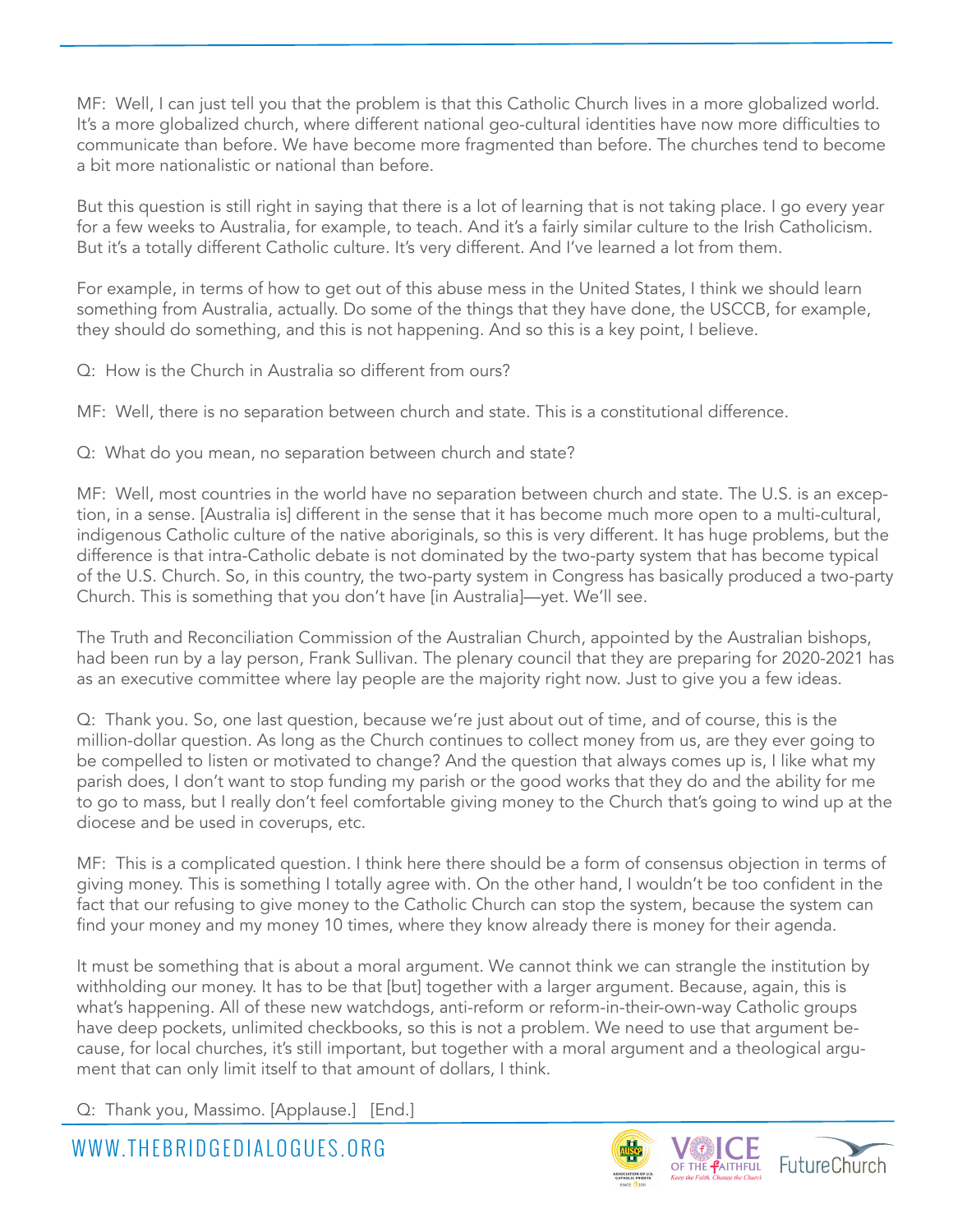MF: Well, I can just tell you that the problem is that this Catholic Church lives in a more globalized world. It's a more globalized church, where different national geo-cultural identities have now more difficulties to communicate than before. We have become more fragmented than before. The churches tend to become a bit more nationalistic or national than before.

But this question is still right in saying that there is a lot of learning that is not taking place. I go every year for a few weeks to Australia, for example, to teach. And it's a fairly similar culture to the Irish Catholicism. But it's a totally different Catholic culture. It's very different. And I've learned a lot from them.

For example, in terms of how to get out of this abuse mess in the United States, I think we should learn something from Australia, actually. Do some of the things that they have done, the USCCB, for example, they should do something, and this is not happening. And so this is a key point, I believe.

Q: How is the Church in Australia so different from ours?

MF: Well, there is no separation between church and state. This is a constitutional difference.

Q: What do you mean, no separation between church and state?

MF: Well, most countries in the world have no separation between church and state. The U.S. is an exception, in a sense. [Australia is] different in the sense that it has become much more open to a multi-cultural, indigenous Catholic culture of the native aboriginals, so this is very different. It has huge problems, but the difference is that intra-Catholic debate is not dominated by the two-party system that has become typical of the U.S. Church. So, in this country, the two-party system in Congress has basically produced a two-party Church. This is something that you don't have [in Australia]—yet. We'll see.

The Truth and Reconciliation Commission of the Australian Church, appointed by the Australian bishops, had been run by a lay person, Frank Sullivan. The plenary council that they are preparing for 2020-2021 has as an executive committee where lay people are the majority right now. Just to give you a few ideas.

Q: Thank you. So, one last question, because we're just about out of time, and of course, this is the million-dollar question. As long as the Church continues to collect money from us, are they ever going to be compelled to listen or motivated to change? And the question that always comes up is, I like what my parish does, I don't want to stop funding my parish or the good works that they do and the ability for me to go to mass, but I really don't feel comfortable giving money to the Church that's going to wind up at the diocese and be used in coverups, etc.

MF: This is a complicated question. I think here there should be a form of consensus objection in terms of giving money. This is something I totally agree with. On the other hand, I wouldn't be too confident in the fact that our refusing to give money to the Catholic Church can stop the system, because the system can find your money and my money 10 times, where they know already there is money for their agenda.

It must be something that is about a moral argument. We cannot think we can strangle the institution by withholding our money. It has to be that [but] together with a larger argument. Because, again, this is what's happening. All of these new watchdogs, anti-reform or reform-in-their-own-way Catholic groups have deep pockets, unlimited checkbooks, so this is not a problem. We need to use that argument because, for local churches, it's still important, but together with a moral argument and a theological argument that can only limit itself to that amount of dollars, I think.

Q: Thank you, Massimo. [Applause.] [End.]